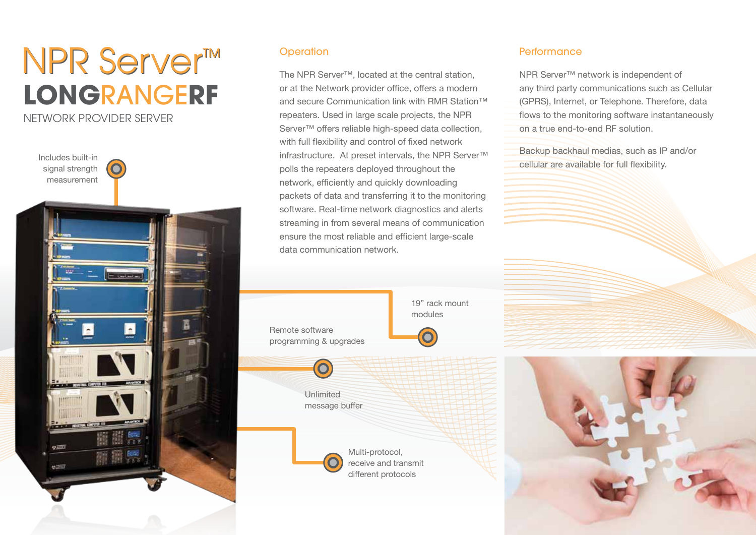# NPR Server™

## LONGRANGERF

NETWORK PROVIDER SERVER

Includes built-in signal strength measurement

19" rack mount modules

Remote software programming & upgrades

Unlimited message buffer

Multi-protocol, receive and transmit different protocols

## Operation

The NPR Server™, located at the central station, or at the Network provider office, offers a modern and secure Communication link with RMR Station™ repeaters. Used in large scale projects, the NPR Server™ offers reliable high-speed data collection, with full flexibility and control of fixed network infrastructure. At preset intervals, the NPR Server™ polls the repeaters deployed throughout the network, efficiently and quickly downloading packets of data and transferring it to the monitoring software. Real-time network diagnostics and alerts streaming in from several means of communication ensure the most reliable and efficient large-scale data communication network.

## Performance

NPR Server™ network is independent of any third party communications such as Cellular (GPRS), Internet, or Telephone. Therefore, data flows to the monitoring software instantaneously on a true end-to-end RF solution.

Backup backhaul medias, such as IP and/or cellular are available for full flexibility.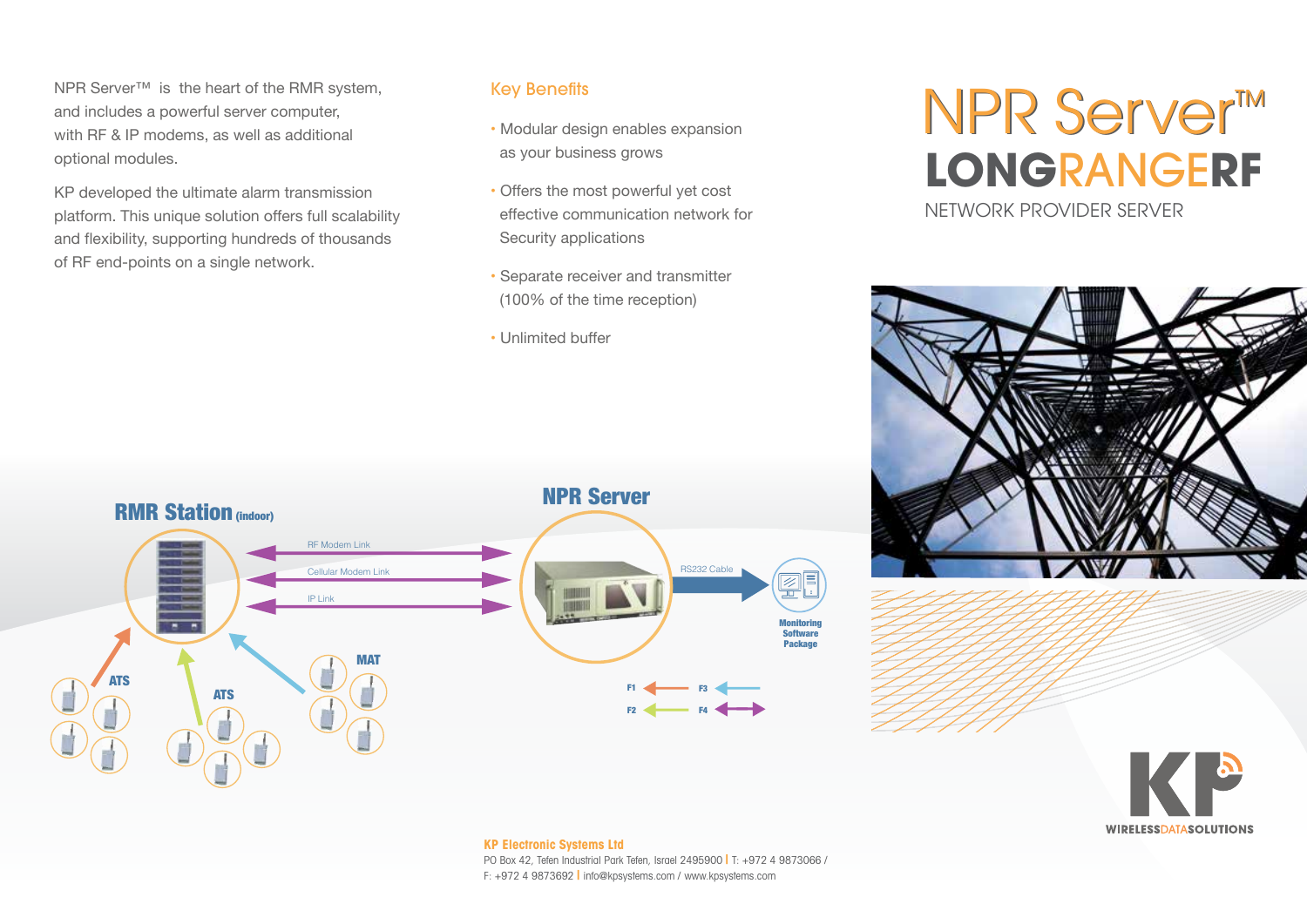# NPR Server™

## LONGRANGERF

NETWORK PROVIDER SERVER

NPR Server™ is the heart of the RMR system, and includes a powerful server computer, with RF & IP modems, as well as additional optional modules.

KP developed the ultimate alarm transmission platform. This unique solution offers full scalability and flexibility, supporting hundreds of thousands of RF end-points on a single network.

### Key Benefits

- Modular design enables expansion as your business grows
- Offers the most powerful yet cost effective communication network for Security applications
- Separate receiver and transmitter (100% of the time reception)
- Unlimited buffer

RMR Station (indoor)

NPR Server

RF Modem Link

Cellular Modem Link

IP Link

RS232 Cable

Monitoring Software Package

ATS

ATS

MAT

F1

F2

F3

F4

WIRELESSDATASOLUTIONS

**KP Electronic Systems Ltd**
PO Box 42, Tefen Industrial Park Tefen, Israel 2495900 | T: +972 4 9873066 / F: +972 4 9873692 | info@kpsystems.com / www.kpsystems.com